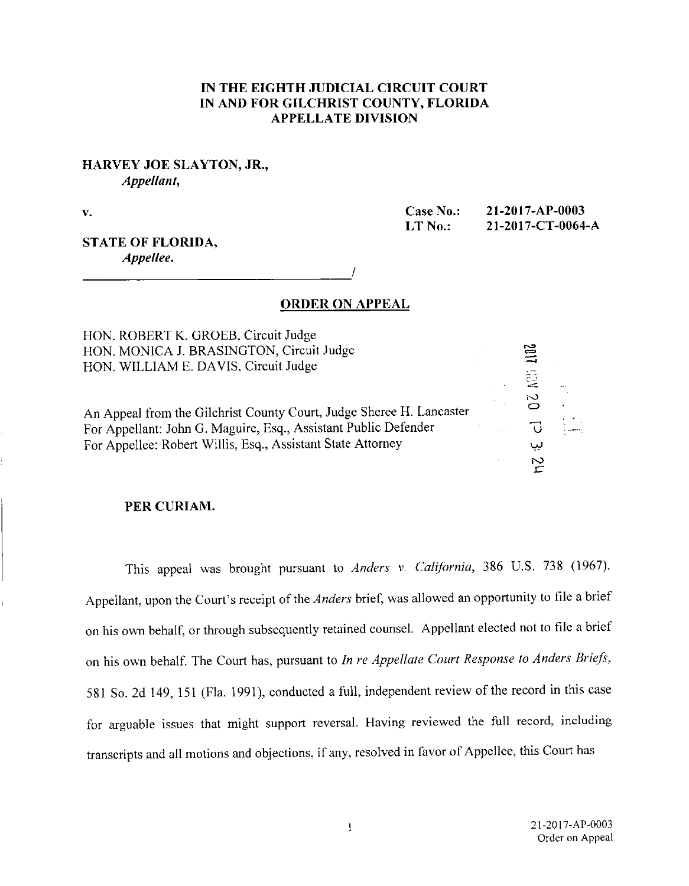**IN THE EIGHTH JUDICIAL CIRCUIT COURT**
**IN AND FOR GILCHRIST COUNTY, FLORIDA**
**APPELLATE DIVISION**

**HARVEY JOE SLAYTON, JR.,**
*Appellant,*

v.

**STATE OF FLORIDA,**
*Appellee.*

**Case No.:** **21-2017-AP-0003**
**LT No.:** **21-2017-CT-0064-A**

______________________________________/

## ORDER ON APPEAL

HON. ROBERT K. GROEB, Circuit Judge
HON. MONICA J. BRASINGTON, Circuit Judge
HON. WILLIAM E. DAVIS, Circuit Judge

2017 NOV 20 P 3:24

An Appeal from the Gilchrist County Court, Judge Sheree H. Lancaster
For Appellant: John G. Maguire, Esq., Assistant Public Defender
For Appellee: Robert Willis, Esq., Assistant State Attorney

**PER CURIAM.**

This appeal was brought pursuant to *Anders v. California*, 386 U.S. 738 (1967). Appellant, upon the Court's receipt of the *Anders* brief, was allowed an opportunity to file a brief on his own behalf, or through subsequently retained counsel. Appellant elected not to file a brief on his own behalf. The Court has, pursuant to *In re Appellate Court Response to Anders Briefs*, 581 So. 2d 149, 151 (Fla. 1991), conducted a full, independent review of the record in this case for arguable issues that might support reversal. Having reviewed the full record, including transcripts and all motions and objections, if any, resolved in favor of Appellee, this Court has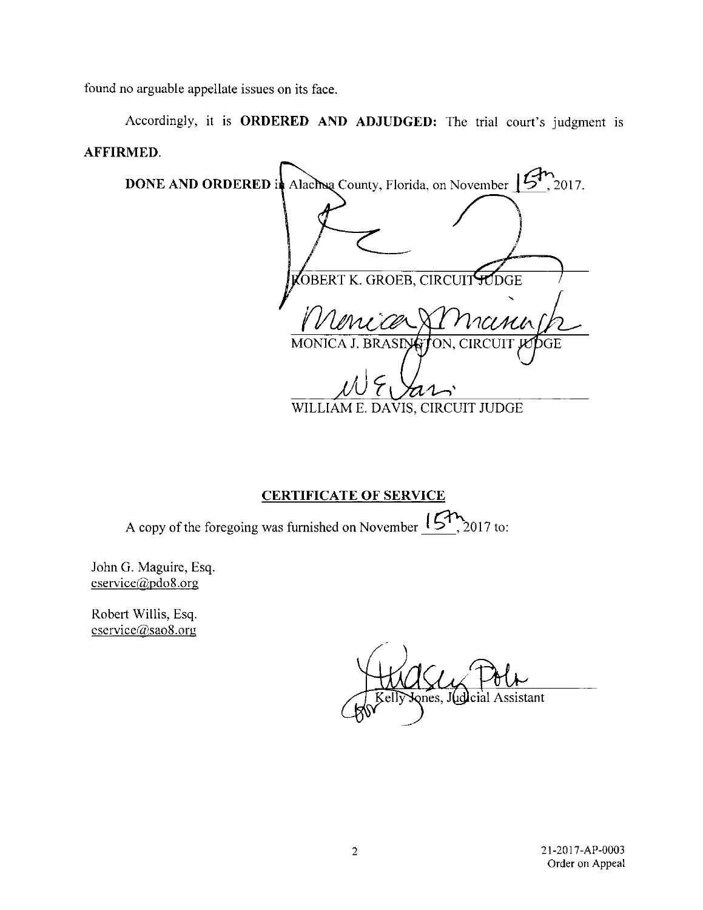found no arguable appellate issues on its face.

Accordingly, it is **ORDERED AND ADJUDGED:** The trial court's judgment is **AFFIRMED.**

**DONE AND ORDERED** in Alachua County, Florida, on November 15th, 2017.

ROBERT K. GROEB, CIRCUIT JUDGE

MONICA J. BRASINGTON, CIRCUIT JUDGE

WILLIAM E. DAVIS, CIRCUIT JUDGE

**CERTIFICATE OF SERVICE**

A copy of the foregoing was furnished on November 15th, 2017 to:

John G. Maguire, Esq.
eservice@pdo8.org

Robert Willis, Esq.
eservice@sao8.org

Kelly Jones, Judicial Assistant

21-2017-AP-0003
Order on Appeal